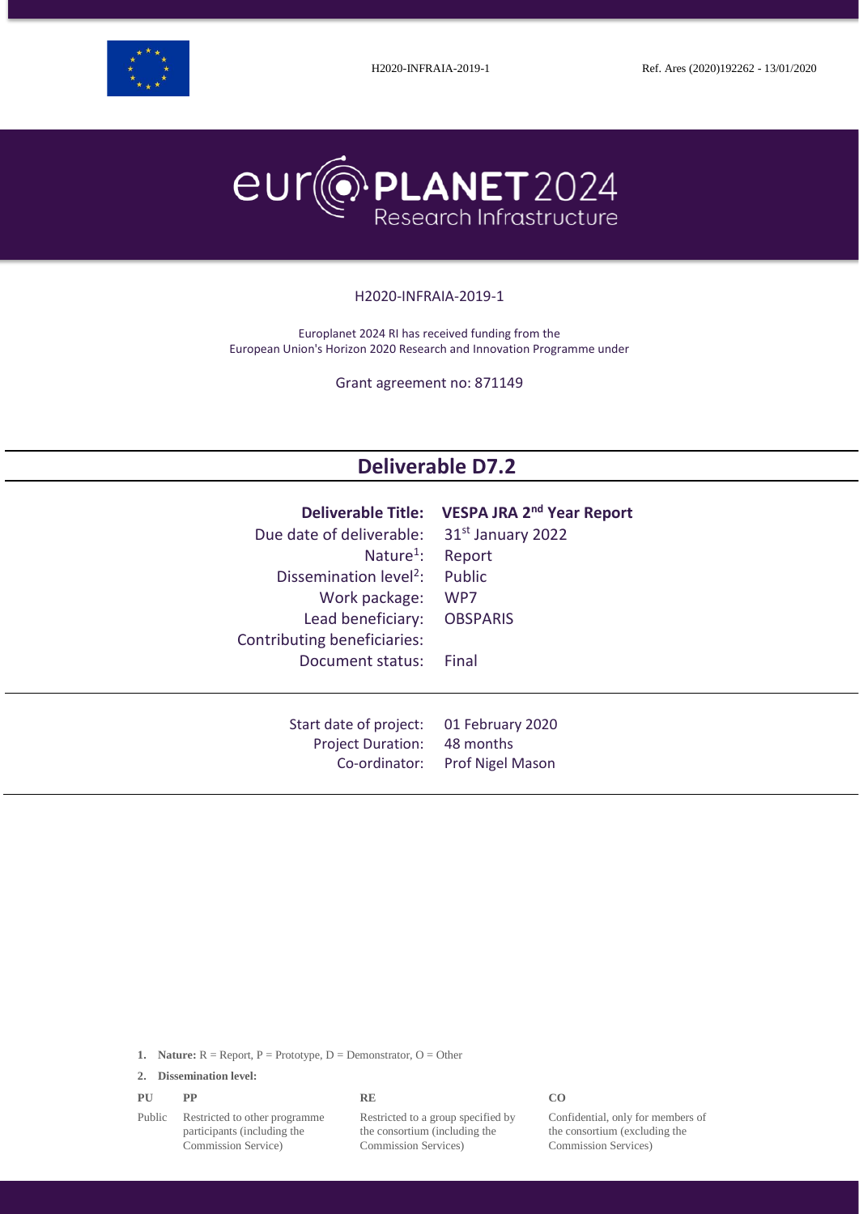H2020-INFRAIA-2019-1 Ref. Ares (2020)192262 - 13/01/2020

europlanet 2024 Research Infrastructure

H2020-INFRAIA-2019-1

Europlanet 2024 RI has received funding from the European Union's Horizon 2020 Research and Innovation Programme under

Grant agreement no: 871149

# Deliverable D7.2

| | |
|---|---|
| **Deliverable Title:** | **VESPA JRA 2nd Year Report** |
| Due date of deliverable: | 31st January 2022 |
| Nature[1]: | Report |
| Dissemination level[2]: | Public |
| Work package: | WP7 |
| Lead beneficiary: | OBSPARIS |
| Contributing beneficiaries: | |
| Document status: | Final |

| | |
|---|---|
| Start date of project: | 01 February 2020 |
| Project Duration: | 48 months |
| Co-ordinator: | Prof Nigel Mason |

1. **Nature:** R = Report, P = Prototype, D = Demonstrator, O = Other

2. **Dissemination level:**

| PU | PP | RE | CO |
|---|---|---|---|
| Public | Restricted to other programme participants (including the Commission Service) | Restricted to a group specified by the consortium (including the Commission Services) | Confidential, only for members of the consortium (excluding the Commission Services) |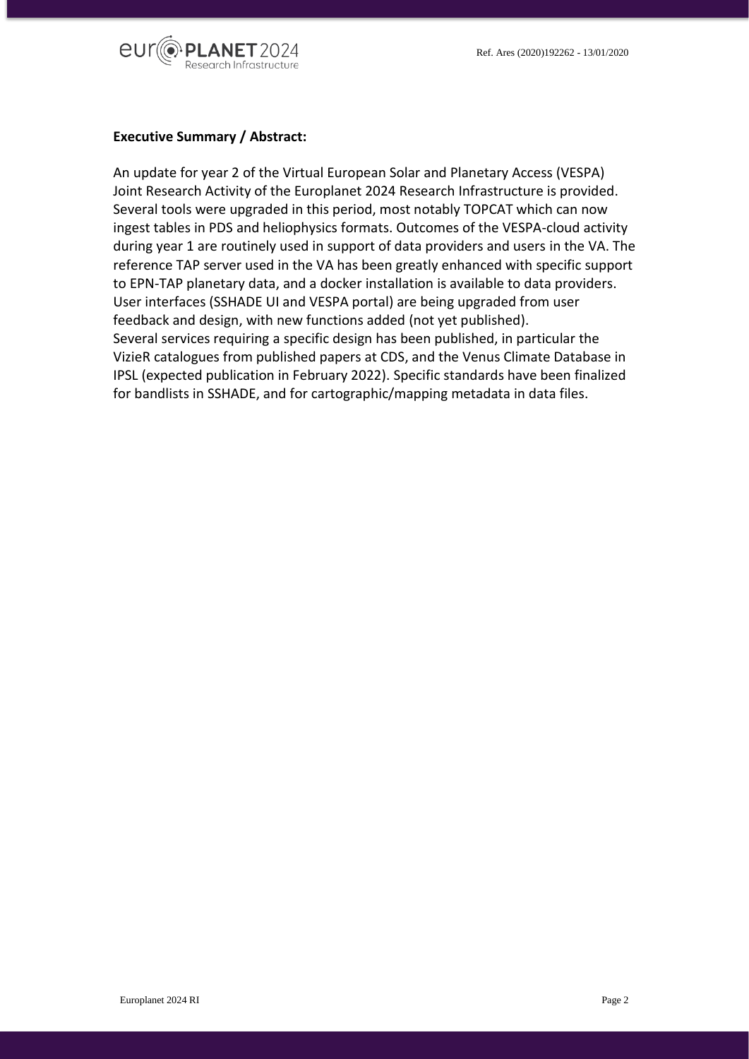**Executive Summary / Abstract:**

An update for year 2 of the Virtual European Solar and Planetary Access (VESPA) Joint Research Activity of the Europlanet 2024 Research Infrastructure is provided. Several tools were upgraded in this period, most notably TOPCAT which can now ingest tables in PDS and heliophysics formats. Outcomes of the VESPA-cloud activity during year 1 are routinely used in support of data providers and users in the VA. The reference TAP server used in the VA has been greatly enhanced with specific support to EPN-TAP planetary data, and a docker installation is available to data providers. User interfaces (SSHADE UI and VESPA portal) are being upgraded from user feedback and design, with new functions added (not yet published).
Several services requiring a specific design has been published, in particular the VizieR catalogues from published papers at CDS, and the Venus Climate Database in IPSL (expected publication in February 2022). Specific standards have been finalized for bandlists in SSHADE, and for cartographic/mapping metadata in data files.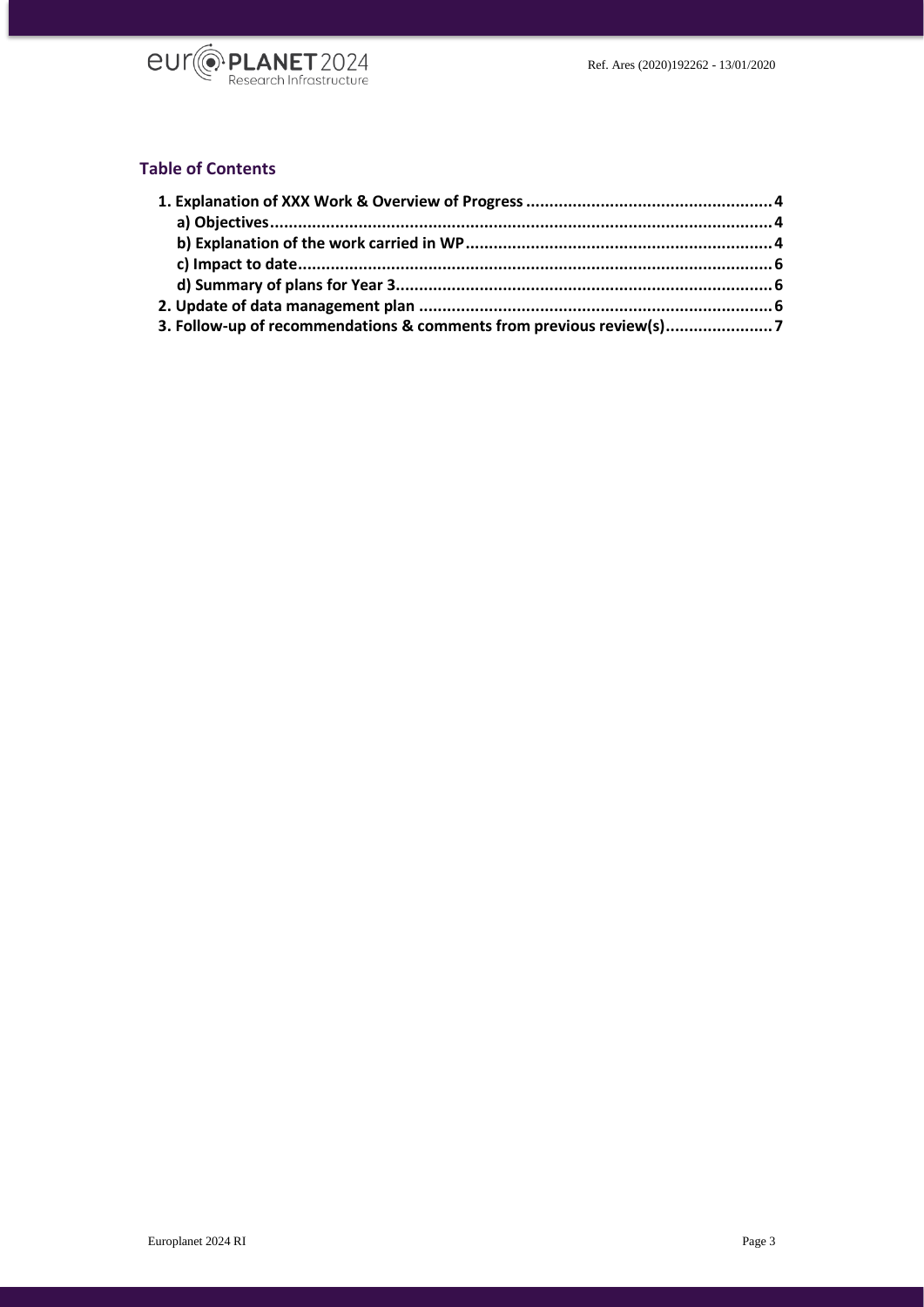## Table of Contents

- 1. Explanation of XXX Work & Overview of Progress .......... 4
  - a) Objectives .......... 4
  - b) Explanation of the work carried in WP .......... 4
  - c) Impact to date .......... 6
  - d) Summary of plans for Year 3 .......... 6
- 2. Update of data management plan .......... 6
- 3. Follow-up of recommendations & comments from previous review(s) .......... 7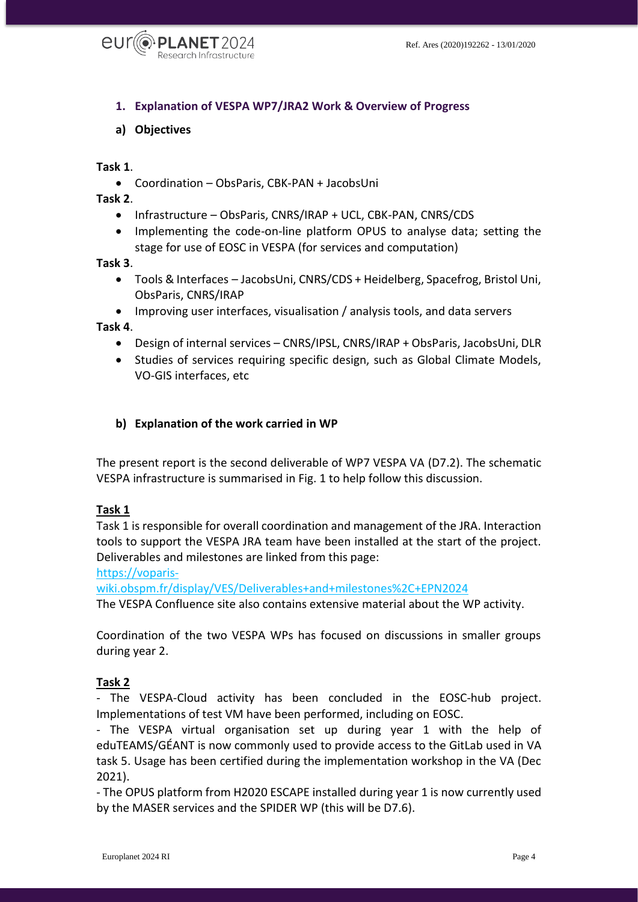## 1. Explanation of VESPA WP7/JRA2 Work & Overview of Progress

### a) Objectives

**Task 1**.

- Coordination – ObsParis, CBK-PAN + JacobsUni

**Task 2**.

- Infrastructure – ObsParis, CNRS/IRAP + UCL, CBK-PAN, CNRS/CDS
- Implementing the code-on-line platform OPUS to analyse data; setting the stage for use of EOSC in VESPA (for services and computation)

**Task 3**.

- Tools & Interfaces – JacobsUni, CNRS/CDS + Heidelberg, Spacefrog, Bristol Uni, ObsParis, CNRS/IRAP
- Improving user interfaces, visualisation / analysis tools, and data servers

**Task 4**.

- Design of internal services – CNRS/IPSL, CNRS/IRAP + ObsParis, JacobsUni, DLR
- Studies of services requiring specific design, such as Global Climate Models, VO-GIS interfaces, etc

### b) Explanation of the work carried in WP

The present report is the second deliverable of WP7 VESPA VA (D7.2). The schematic VESPA infrastructure is summarised in Fig. 1 to help follow this discussion.

**Task 1**

Task 1 is responsible for overall coordination and management of the JRA. Interaction tools to support the VESPA JRA team have been installed at the start of the project. Deliverables and milestones are linked from this page:
[https://voparis-wiki.obspm.fr/display/VES/Deliverables+and+milestones%2C+EPN2024](https://voparis-wiki.obspm.fr/display/VES/Deliverables+and+milestones%2C+EPN2024)
The VESPA Confluence site also contains extensive material about the WP activity.

Coordination of the two VESPA WPs has focused on discussions in smaller groups during year 2.

**Task 2**

- The VESPA-Cloud activity has been concluded in the EOSC-hub project. Implementations of test VM have been performed, including on EOSC.
- The VESPA virtual organisation set up during year 1 with the help of eduTEAMS/GÉANT is now commonly used to provide access to the GitLab used in VA task 5. Usage has been certified during the implementation workshop in the VA (Dec 2021).
- The OPUS platform from H2020 ESCAPE installed during year 1 is now currently used by the MASER services and the SPIDER WP (this will be D7.6).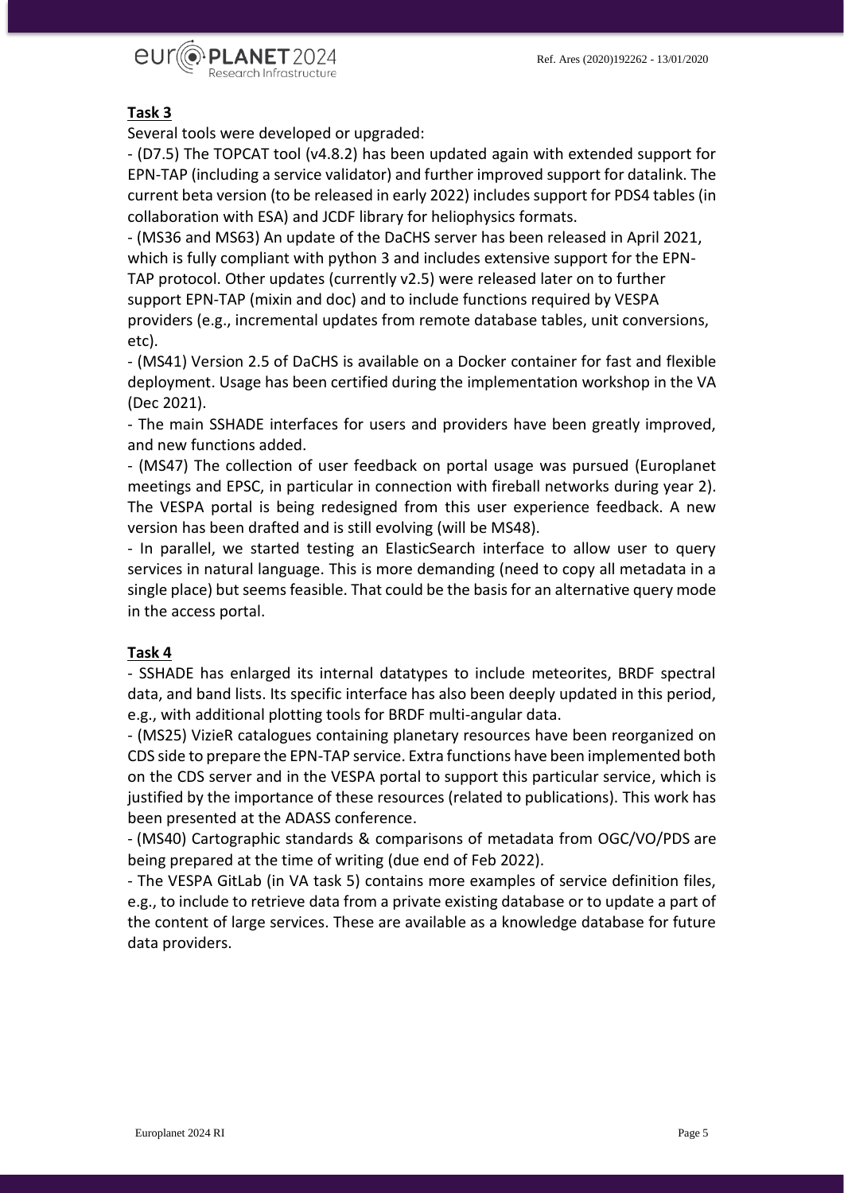**Task 3**

Several tools were developed or upgraded:

- (D7.5) The TOPCAT tool (v4.8.2) has been updated again with extended support for EPN-TAP (including a service validator) and further improved support for datalink. The current beta version (to be released in early 2022) includes support for PDS4 tables (in collaboration with ESA) and JCDF library for heliophysics formats.
- (MS36 and MS63) An update of the DaCHS server has been released in April 2021, which is fully compliant with python 3 and includes extensive support for the EPN-TAP protocol. Other updates (currently v2.5) were released later on to further support EPN-TAP (mixin and doc) and to include functions required by VESPA providers (e.g., incremental updates from remote database tables, unit conversions, etc).
- (MS41) Version 2.5 of DaCHS is available on a Docker container for fast and flexible deployment. Usage has been certified during the implementation workshop in the VA (Dec 2021).
- The main SSHADE interfaces for users and providers have been greatly improved, and new functions added.
- (MS47) The collection of user feedback on portal usage was pursued (Europlanet meetings and EPSC, in particular in connection with fireball networks during year 2). The VESPA portal is being redesigned from this user experience feedback. A new version has been drafted and is still evolving (will be MS48).
- In parallel, we started testing an ElasticSearch interface to allow user to query services in natural language. This is more demanding (need to copy all metadata in a single place) but seems feasible. That could be the basis for an alternative query mode in the access portal.

**Task 4**

- SSHADE has enlarged its internal datatypes to include meteorites, BRDF spectral data, and band lists. Its specific interface has also been deeply updated in this period, e.g., with additional plotting tools for BRDF multi-angular data.
- (MS25) VizieR catalogues containing planetary resources have been reorganized on CDS side to prepare the EPN-TAP service. Extra functions have been implemented both on the CDS server and in the VESPA portal to support this particular service, which is justified by the importance of these resources (related to publications). This work has been presented at the ADASS conference.
- (MS40) Cartographic standards & comparisons of metadata from OGC/VO/PDS are being prepared at the time of writing (due end of Feb 2022).
- The VESPA GitLab (in VA task 5) contains more examples of service definition files, e.g., to include to retrieve data from a private existing database or to update a part of the content of large services. These are available as a knowledge database for future data providers.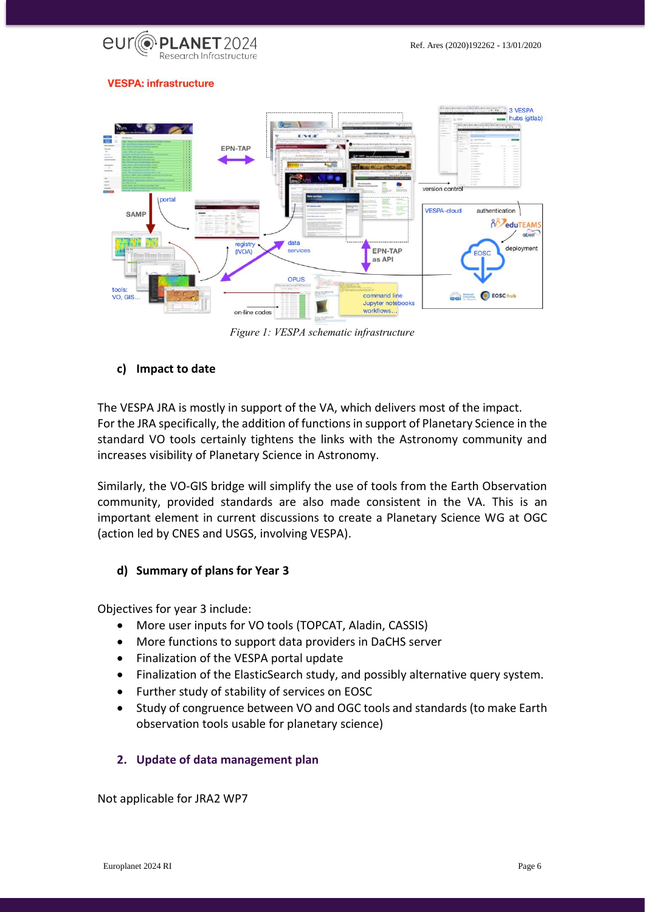**VESPA: infrastructure**

*Figure 1: VESPA schematic infrastructure*

#### c) Impact to date

The VESPA JRA is mostly in support of the VA, which delivers most of the impact. For the JRA specifically, the addition of functions in support of Planetary Science in the standard VO tools certainly tightens the links with the Astronomy community and increases visibility of Planetary Science in Astronomy.

Similarly, the VO-GIS bridge will simplify the use of tools from the Earth Observation community, provided standards are also made consistent in the VA. This is an important element in current discussions to create a Planetary Science WG at OGC (action led by CNES and USGS, involving VESPA).

#### d) Summary of plans for Year 3

Objectives for year 3 include:

- More user inputs for VO tools (TOPCAT, Aladin, CASSIS)
- More functions to support data providers in DaCHS server
- Finalization of the VESPA portal update
- Finalization of the ElasticSearch study, and possibly alternative query system.
- Further study of stability of services on EOSC
- Study of congruence between VO and OGC tools and standards (to make Earth observation tools usable for planetary science)

### 2. Update of data management plan

Not applicable for JRA2 WP7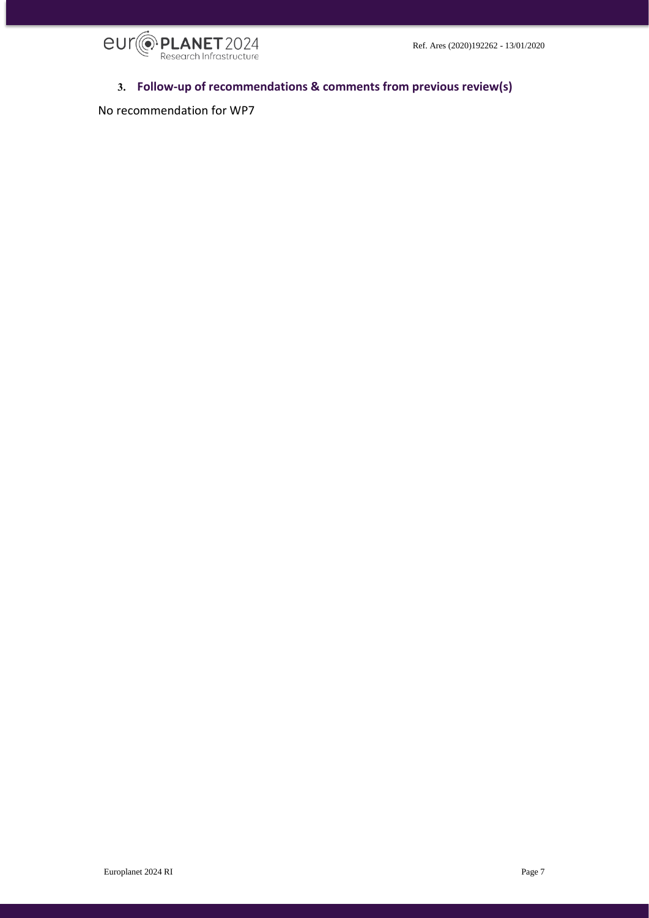## 3. Follow-up of recommendations & comments from previous review(s)

No recommendation for WP7